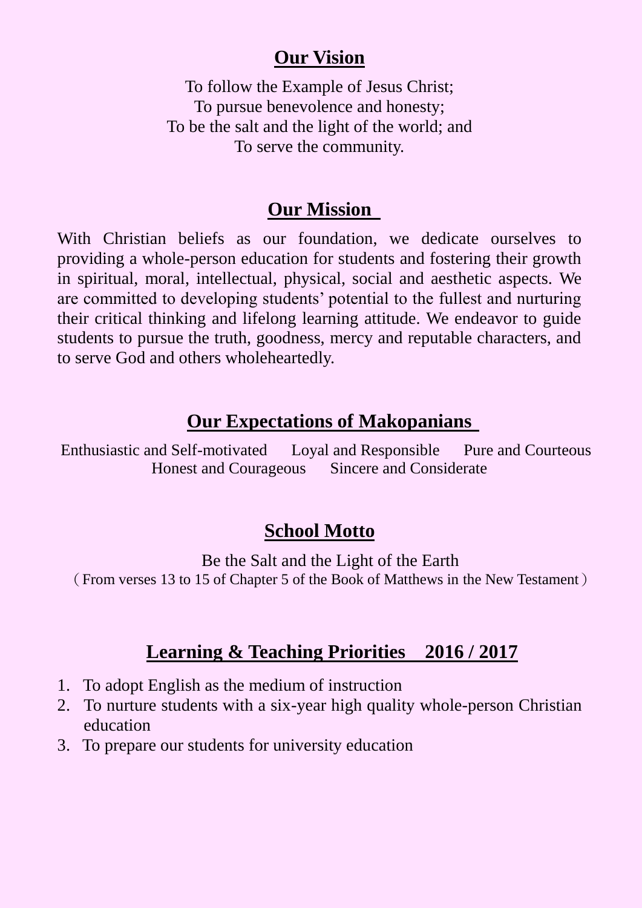## Our Vision

To follow the Example of Jesus Christ;
To pursue benevolence and honesty;
To be the salt and the light of the world; and
To serve the community.

## Our Mission

With Christian beliefs as our foundation, we dedicate ourselves to providing a whole-person education for students and fostering their growth in spiritual, moral, intellectual, physical, social and aesthetic aspects. We are committed to developing students' potential to the fullest and nurturing their critical thinking and lifelong learning attitude. We endeavor to guide students to pursue the truth, goodness, mercy and reputable characters, and to serve God and others wholeheartedly.

## Our Expectations of Makopanians

Enthusiastic and Self-motivated     Loyal and Responsible     Pure and Courteous
Honest and Courageous     Sincere and Considerate

## School Motto

Be the Salt and the Light of the Earth
（From verses 13 to 15 of Chapter 5 of the Book of Matthews in the New Testament）

## Learning & Teaching Priorities 2016 / 2017

1. To adopt English as the medium of instruction
2. To nurture students with a six-year high quality whole-person Christian education
3. To prepare our students for university education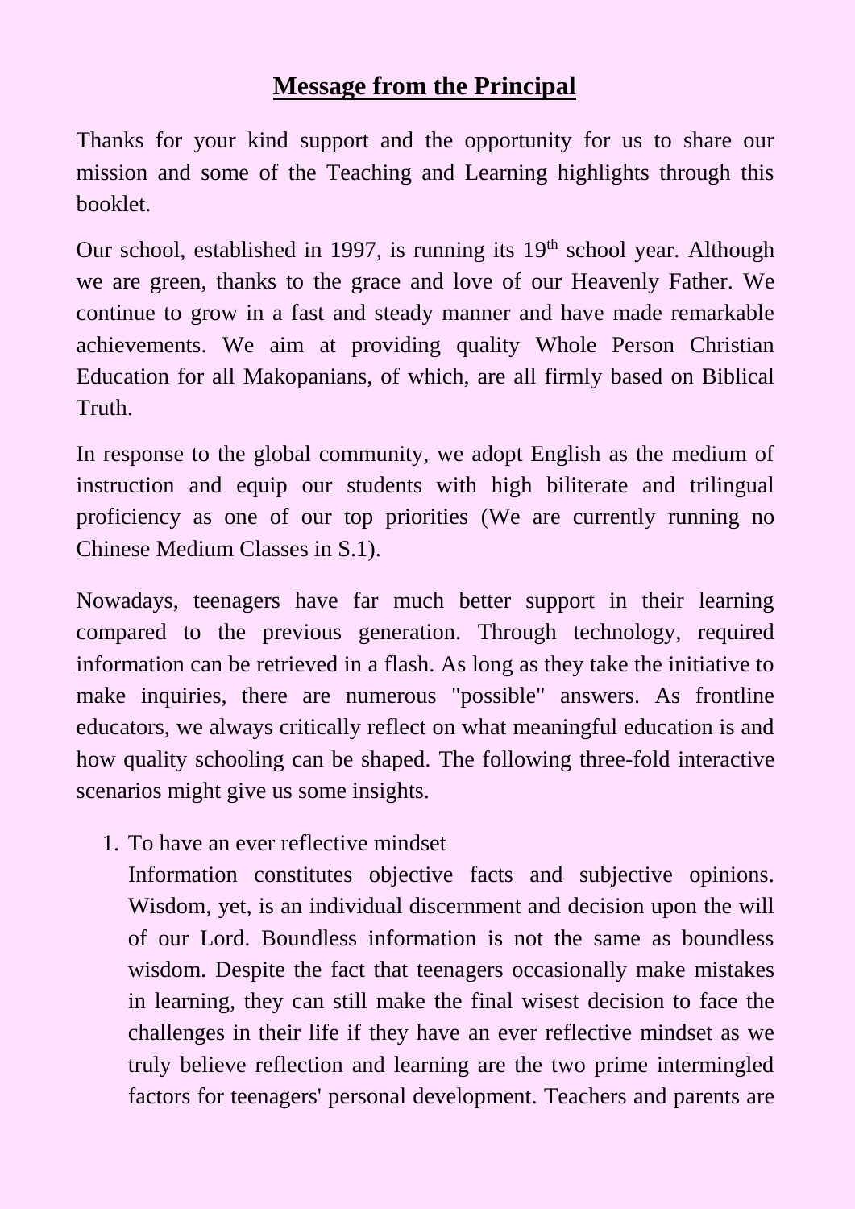# Message from the Principal

Thanks for your kind support and the opportunity for us to share our mission and some of the Teaching and Learning highlights through this booklet.

Our school, established in 1997, is running its 19th school year. Although we are green, thanks to the grace and love of our Heavenly Father. We continue to grow in a fast and steady manner and have made remarkable achievements. We aim at providing quality Whole Person Christian Education for all Makopanians, of which, are all firmly based on Biblical Truth.

In response to the global community, we adopt English as the medium of instruction and equip our students with high biliterate and trilingual proficiency as one of our top priorities (We are currently running no Chinese Medium Classes in S.1).

Nowadays, teenagers have far much better support in their learning compared to the previous generation. Through technology, required information can be retrieved in a flash. As long as they take the initiative to make inquiries, there are numerous "possible" answers. As frontline educators, we always critically reflect on what meaningful education is and how quality schooling can be shaped. The following three-fold interactive scenarios might give us some insights.

1. To have an ever reflective mindset
   Information constitutes objective facts and subjective opinions. Wisdom, yet, is an individual discernment and decision upon the will of our Lord. Boundless information is not the same as boundless wisdom. Despite the fact that teenagers occasionally make mistakes in learning, they can still make the final wisest decision to face the challenges in their life if they have an ever reflective mindset as we truly believe reflection and learning are the two prime intermingled factors for teenagers' personal development. Teachers and parents are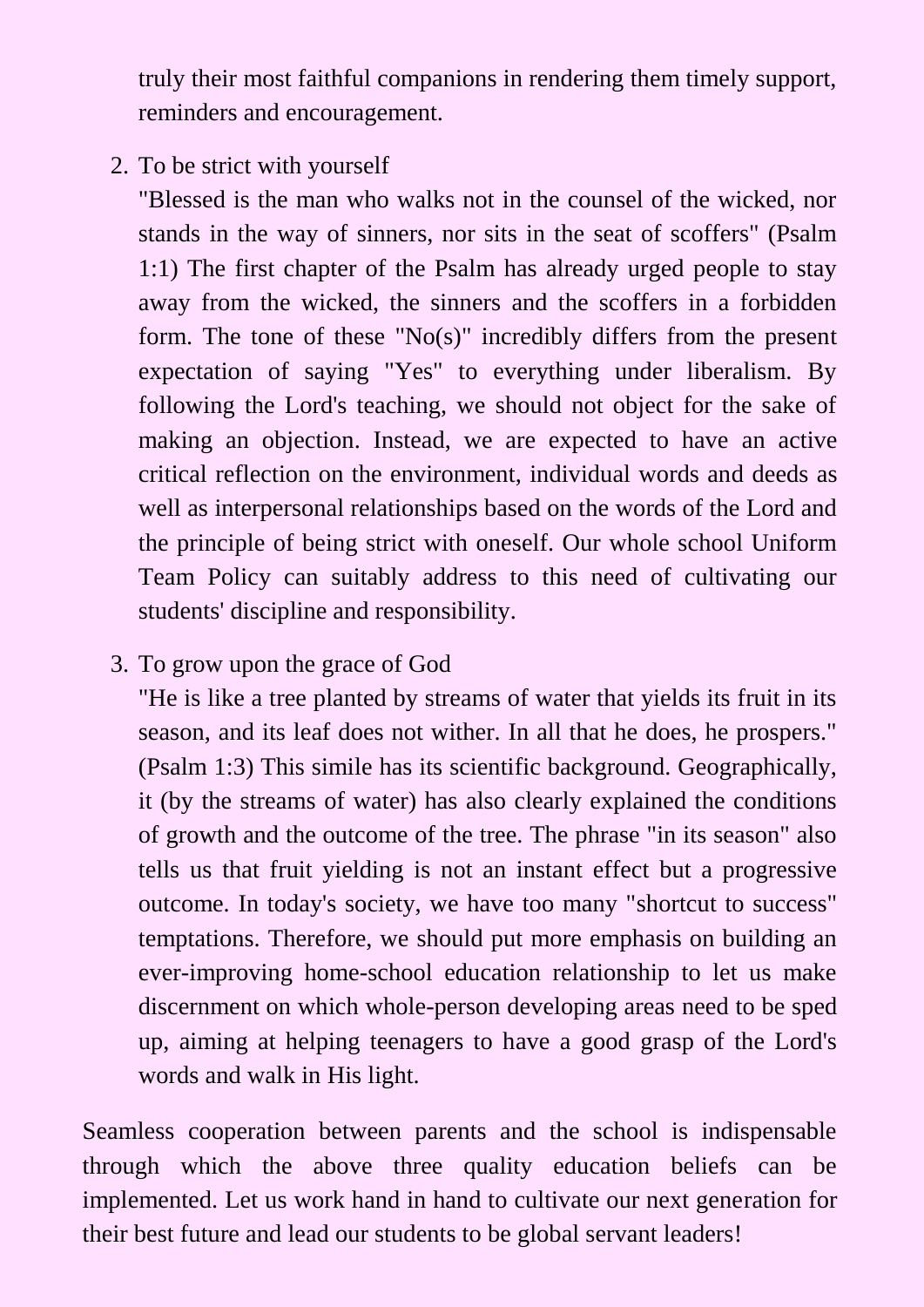truly their most faithful companions in rendering them timely support, reminders and encouragement.

2. To be strict with yourself
   "Blessed is the man who walks not in the counsel of the wicked, nor stands in the way of sinners, nor sits in the seat of scoffers" (Psalm 1:1) The first chapter of the Psalm has already urged people to stay away from the wicked, the sinners and the scoffers in a forbidden form. The tone of these "No(s)" incredibly differs from the present expectation of saying "Yes" to everything under liberalism. By following the Lord's teaching, we should not object for the sake of making an objection. Instead, we are expected to have an active critical reflection on the environment, individual words and deeds as well as interpersonal relationships based on the words of the Lord and the principle of being strict with oneself. Our whole school Uniform Team Policy can suitably address to this need of cultivating our students' discipline and responsibility.

3. To grow upon the grace of God
   "He is like a tree planted by streams of water that yields its fruit in its season, and its leaf does not wither. In all that he does, he prospers." (Psalm 1:3) This simile has its scientific background. Geographically, it (by the streams of water) has also clearly explained the conditions of growth and the outcome of the tree. The phrase "in its season" also tells us that fruit yielding is not an instant effect but a progressive outcome. In today's society, we have too many "shortcut to success" temptations. Therefore, we should put more emphasis on building an ever-improving home-school education relationship to let us make discernment on which whole-person developing areas need to be sped up, aiming at helping teenagers to have a good grasp of the Lord's words and walk in His light.

Seamless cooperation between parents and the school is indispensable through which the above three quality education beliefs can be implemented. Let us work hand in hand to cultivate our next generation for their best future and lead our students to be global servant leaders!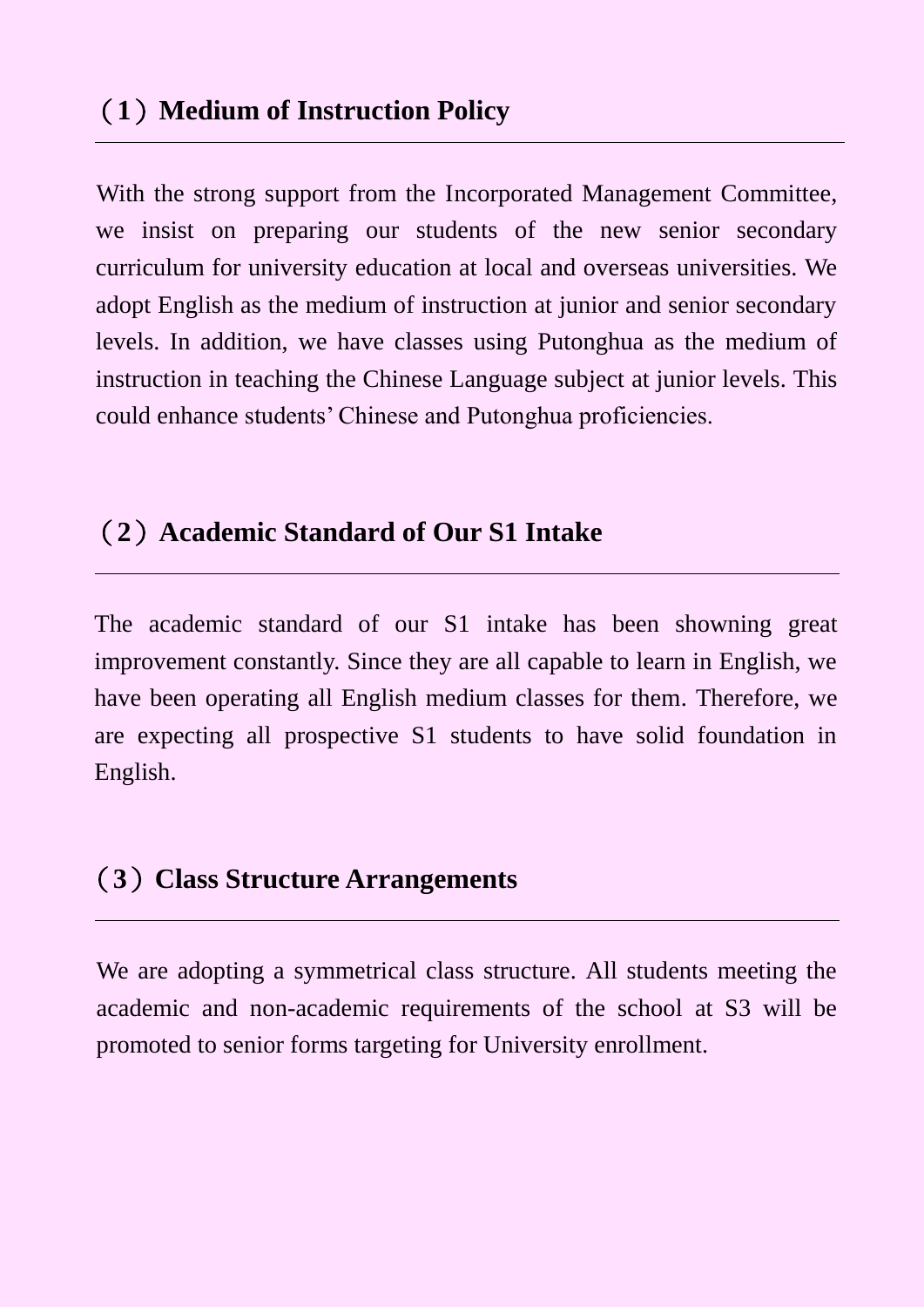## （1）Medium of Instruction Policy

With the strong support from the Incorporated Management Committee, we insist on preparing our students of the new senior secondary curriculum for university education at local and overseas universities. We adopt English as the medium of instruction at junior and senior secondary levels. In addition, we have classes using Putonghua as the medium of instruction in teaching the Chinese Language subject at junior levels. This could enhance students' Chinese and Putonghua proficiencies.

## （2）Academic Standard of Our S1 Intake

The academic standard of our S1 intake has been showning great improvement constantly. Since they are all capable to learn in English, we have been operating all English medium classes for them. Therefore, we are expecting all prospective S1 students to have solid foundation in English.

## （3）Class Structure Arrangements

We are adopting a symmetrical class structure. All students meeting the academic and non-academic requirements of the school at S3 will be promoted to senior forms targeting for University enrollment.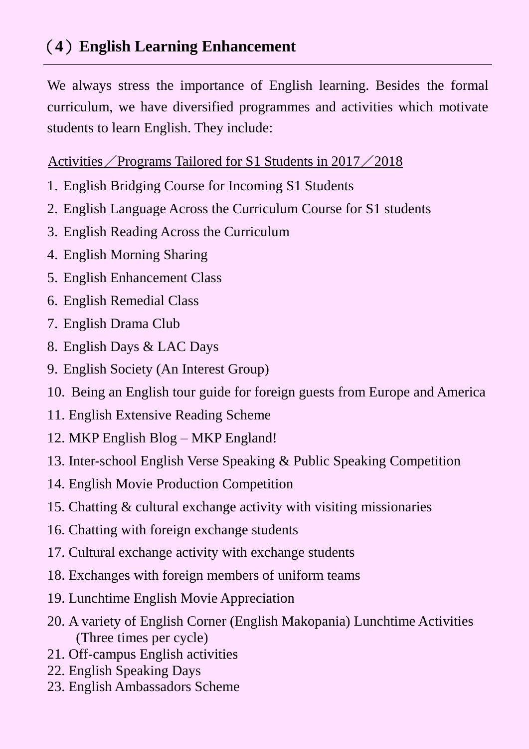## （4）English Learning Enhancement

We always stress the importance of English learning. Besides the formal curriculum, we have diversified programmes and activities which motivate students to learn English. They include:

<u>Activities／Programs Tailored for S1 Students in 2017／2018</u>

1. English Bridging Course for Incoming S1 Students
2. English Language Across the Curriculum Course for S1 students
3. English Reading Across the Curriculum
4. English Morning Sharing
5. English Enhancement Class
6. English Remedial Class
7. English Drama Club
8. English Days & LAC Days
9. English Society (An Interest Group)
10. Being an English tour guide for foreign guests from Europe and America
11. English Extensive Reading Scheme
12. MKP English Blog – MKP England!
13. Inter-school English Verse Speaking & Public Speaking Competition
14. English Movie Production Competition
15. Chatting & cultural exchange activity with visiting missionaries
16. Chatting with foreign exchange students
17. Cultural exchange activity with exchange students
18. Exchanges with foreign members of uniform teams
19. Lunchtime English Movie Appreciation
20. A variety of English Corner (English Makopania) Lunchtime Activities (Three times per cycle)
21. Off-campus English activities
22. English Speaking Days
23. English Ambassadors Scheme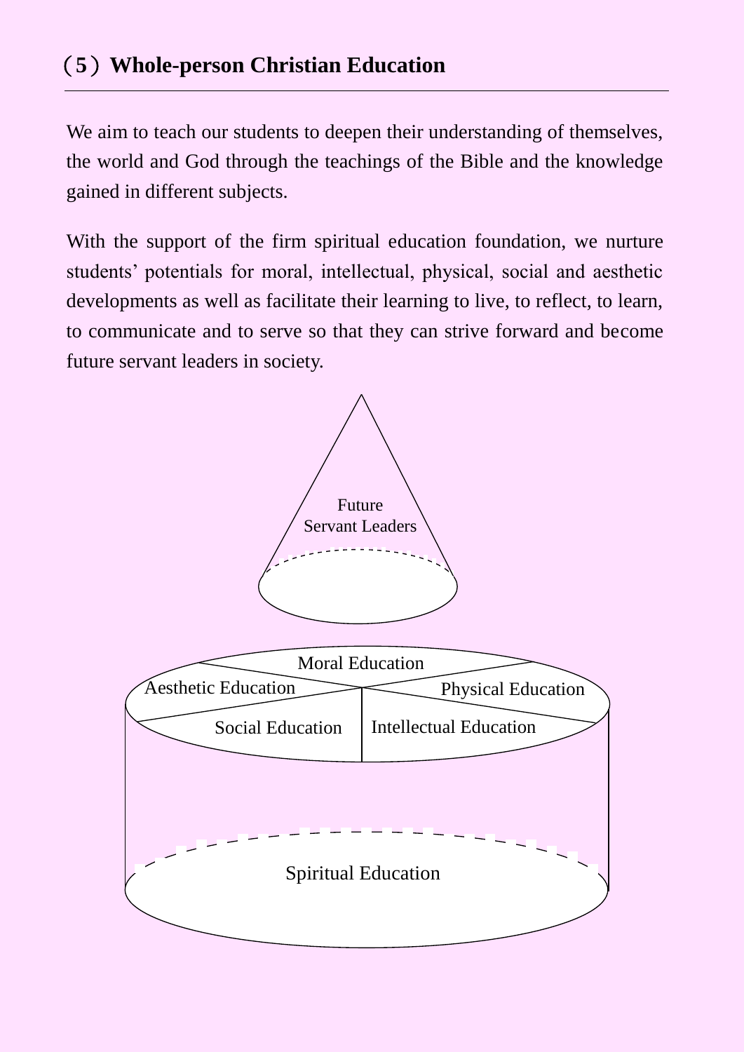## （5）Whole-person Christian Education

We aim to teach our students to deepen their understanding of themselves, the world and God through the teachings of the Bible and the knowledge gained in different subjects.

With the support of the firm spiritual education foundation, we nurture students' potentials for moral, intellectual, physical, social and aesthetic developments as well as facilitate their learning to live, to reflect, to learn, to communicate and to serve so that they can strive forward and become future servant leaders in society.

Future Servant Leaders

Moral Education

Aesthetic Education

Physical Education

Social Education

Intellectual Education

Spiritual Education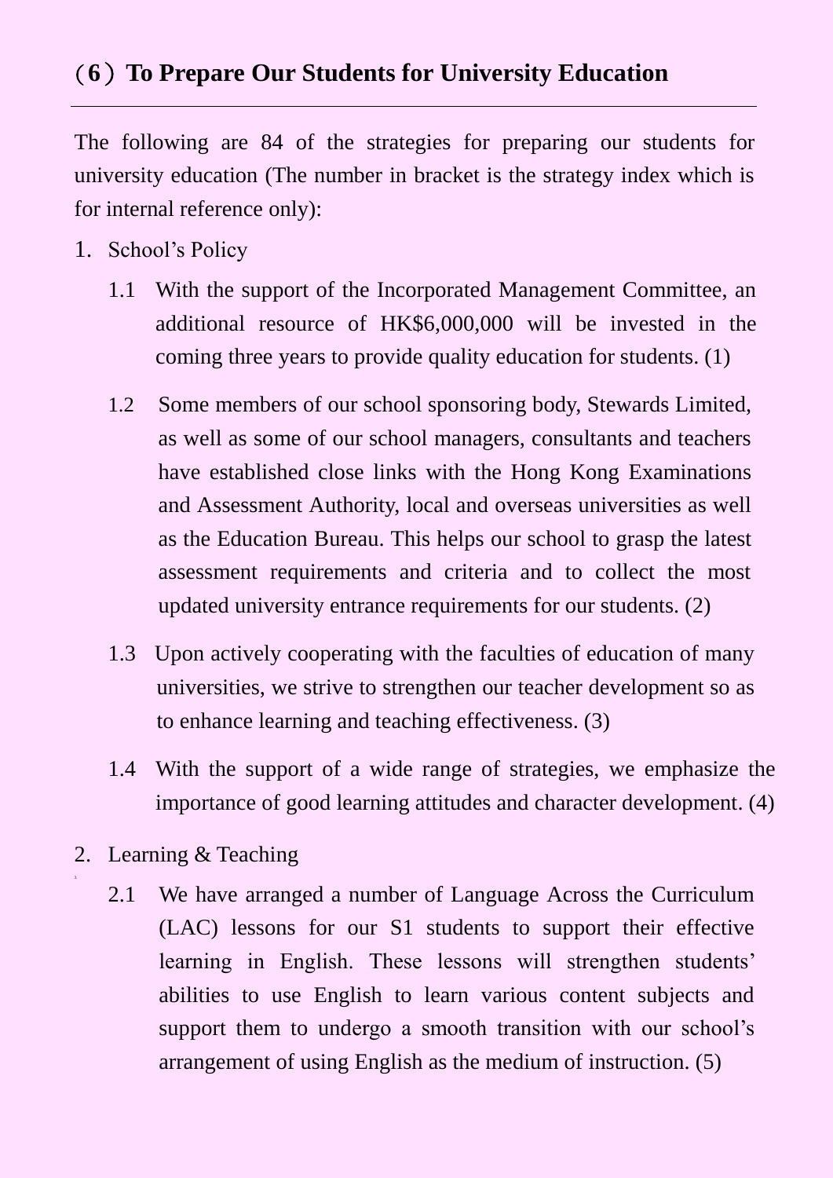## （6）To Prepare Our Students for University Education

The following are 84 of the strategies for preparing our students for university education (The number in bracket is the strategy index which is for internal reference only):

1. School's Policy

   1.1 With the support of the Incorporated Management Committee, an additional resource of HK$6,000,000 will be invested in the coming three years to provide quality education for students. (1)

   1.2 Some members of our school sponsoring body, Stewards Limited, as well as some of our school managers, consultants and teachers have established close links with the Hong Kong Examinations and Assessment Authority, local and overseas universities as well as the Education Bureau. This helps our school to grasp the latest assessment requirements and criteria and to collect the most updated university entrance requirements for our students. (2)

   1.3 Upon actively cooperating with the faculties of education of many universities, we strive to strengthen our teacher development so as to enhance learning and teaching effectiveness. (3)

   1.4 With the support of a wide range of strategies, we emphasize the importance of good learning attitudes and character development. (4)

2. Learning & Teaching

   2.1 We have arranged a number of Language Across the Curriculum (LAC) lessons for our S1 students to support their effective learning in English. These lessons will strengthen students' abilities to use English to learn various content subjects and support them to undergo a smooth transition with our school's arrangement of using English as the medium of instruction. (5)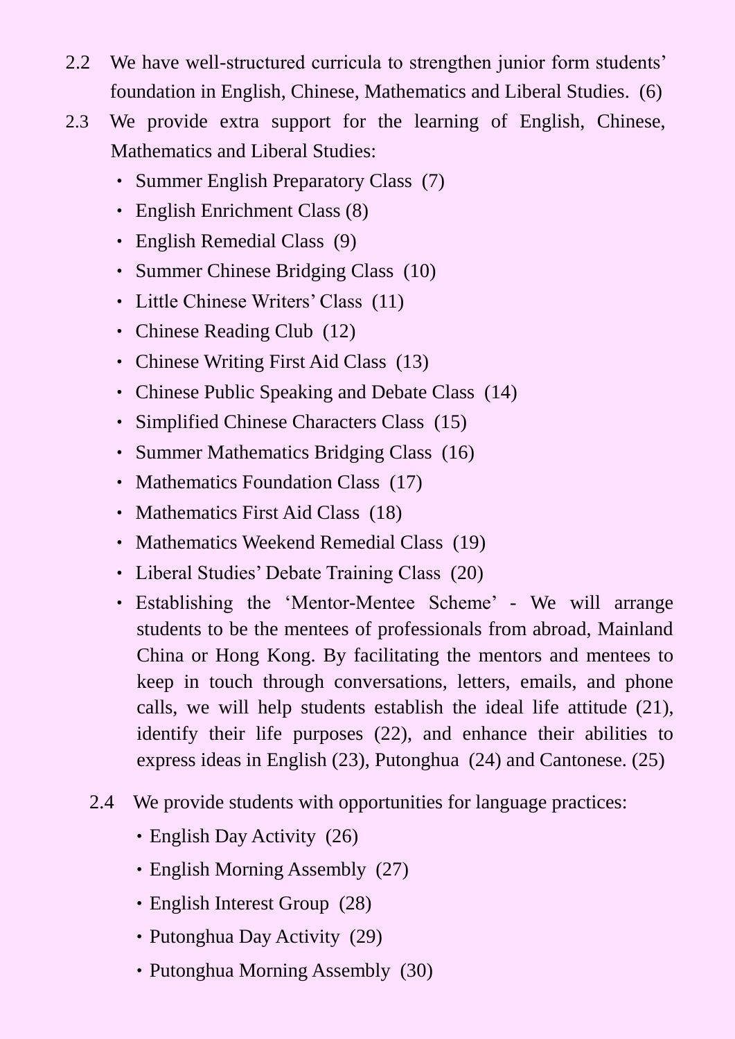2.2 We have well-structured curricula to strengthen junior form students' foundation in English, Chinese, Mathematics and Liberal Studies. (6)

2.3 We provide extra support for the learning of English, Chinese, Mathematics and Liberal Studies:

- Summer English Preparatory Class (7)
- English Enrichment Class (8)
- English Remedial Class (9)
- Summer Chinese Bridging Class (10)
- Little Chinese Writers' Class (11)
- Chinese Reading Club (12)
- Chinese Writing First Aid Class (13)
- Chinese Public Speaking and Debate Class (14)
- Simplified Chinese Characters Class (15)
- Summer Mathematics Bridging Class (16)
- Mathematics Foundation Class (17)
- Mathematics First Aid Class (18)
- Mathematics Weekend Remedial Class (19)
- Liberal Studies' Debate Training Class (20)
- Establishing the 'Mentor-Mentee Scheme' - We will arrange students to be the mentees of professionals from abroad, Mainland China or Hong Kong. By facilitating the mentors and mentees to keep in touch through conversations, letters, emails, and phone calls, we will help students establish the ideal life attitude (21), identify their life purposes (22), and enhance their abilities to express ideas in English (23), Putonghua (24) and Cantonese. (25)

2.4 We provide students with opportunities for language practices:

- English Day Activity (26)
- English Morning Assembly (27)
- English Interest Group (28)
- Putonghua Day Activity (29)
- Putonghua Morning Assembly (30)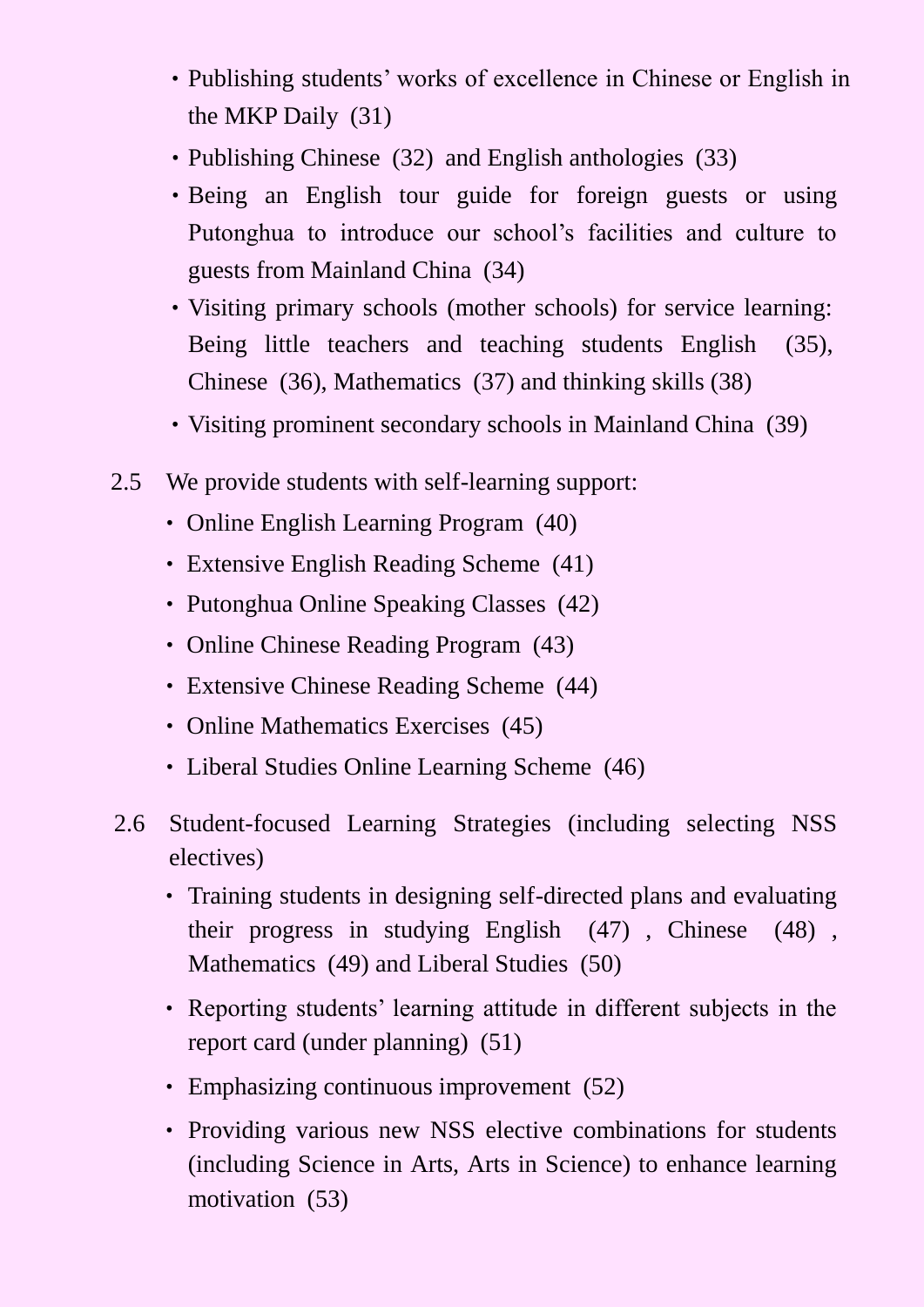- Publishing students' works of excellence in Chinese or English in the MKP Daily (31)
- Publishing Chinese (32) and English anthologies (33)
- Being an English tour guide for foreign guests or using Putonghua to introduce our school's facilities and culture to guests from Mainland China (34)
- Visiting primary schools (mother schools) for service learning: Being little teachers and teaching students English (35), Chinese (36), Mathematics (37) and thinking skills (38)
- Visiting prominent secondary schools in Mainland China (39)

2.5 We provide students with self-learning support:

- Online English Learning Program (40)
- Extensive English Reading Scheme (41)
- Putonghua Online Speaking Classes (42)
- Online Chinese Reading Program (43)
- Extensive Chinese Reading Scheme (44)
- Online Mathematics Exercises (45)
- Liberal Studies Online Learning Scheme (46)

2.6 Student-focused Learning Strategies (including selecting NSS electives)

- Training students in designing self-directed plans and evaluating their progress in studying English (47) , Chinese (48) , Mathematics (49) and Liberal Studies (50)
- Reporting students' learning attitude in different subjects in the report card (under planning) (51)
- Emphasizing continuous improvement (52)
- Providing various new NSS elective combinations for students (including Science in Arts, Arts in Science) to enhance learning motivation (53)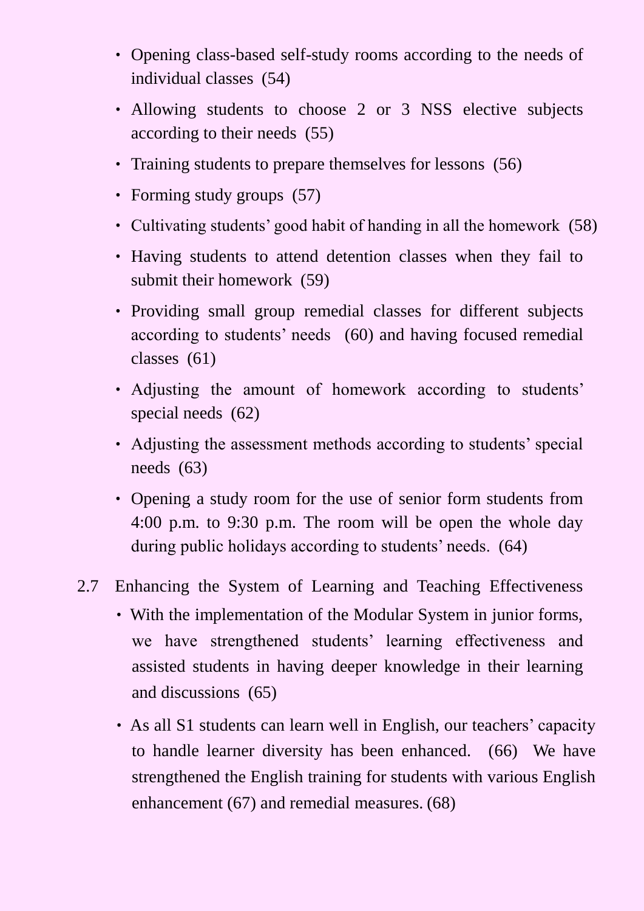- Opening class-based self-study rooms according to the needs of individual classes (54)
- Allowing students to choose 2 or 3 NSS elective subjects according to their needs (55)
- Training students to prepare themselves for lessons (56)
- Forming study groups (57)
- Cultivating students' good habit of handing in all the homework (58)
- Having students to attend detention classes when they fail to submit their homework (59)
- Providing small group remedial classes for different subjects according to students' needs (60) and having focused remedial classes (61)
- Adjusting the amount of homework according to students' special needs (62)
- Adjusting the assessment methods according to students' special needs (63)
- Opening a study room for the use of senior form students from 4:00 p.m. to 9:30 p.m. The room will be open the whole day during public holidays according to students' needs. (64)

2.7 Enhancing the System of Learning and Teaching Effectiveness

- With the implementation of the Modular System in junior forms, we have strengthened students' learning effectiveness and assisted students in having deeper knowledge in their learning and discussions (65)
- As all S1 students can learn well in English, our teachers' capacity to handle learner diversity has been enhanced. (66) We have strengthened the English training for students with various English enhancement (67) and remedial measures. (68)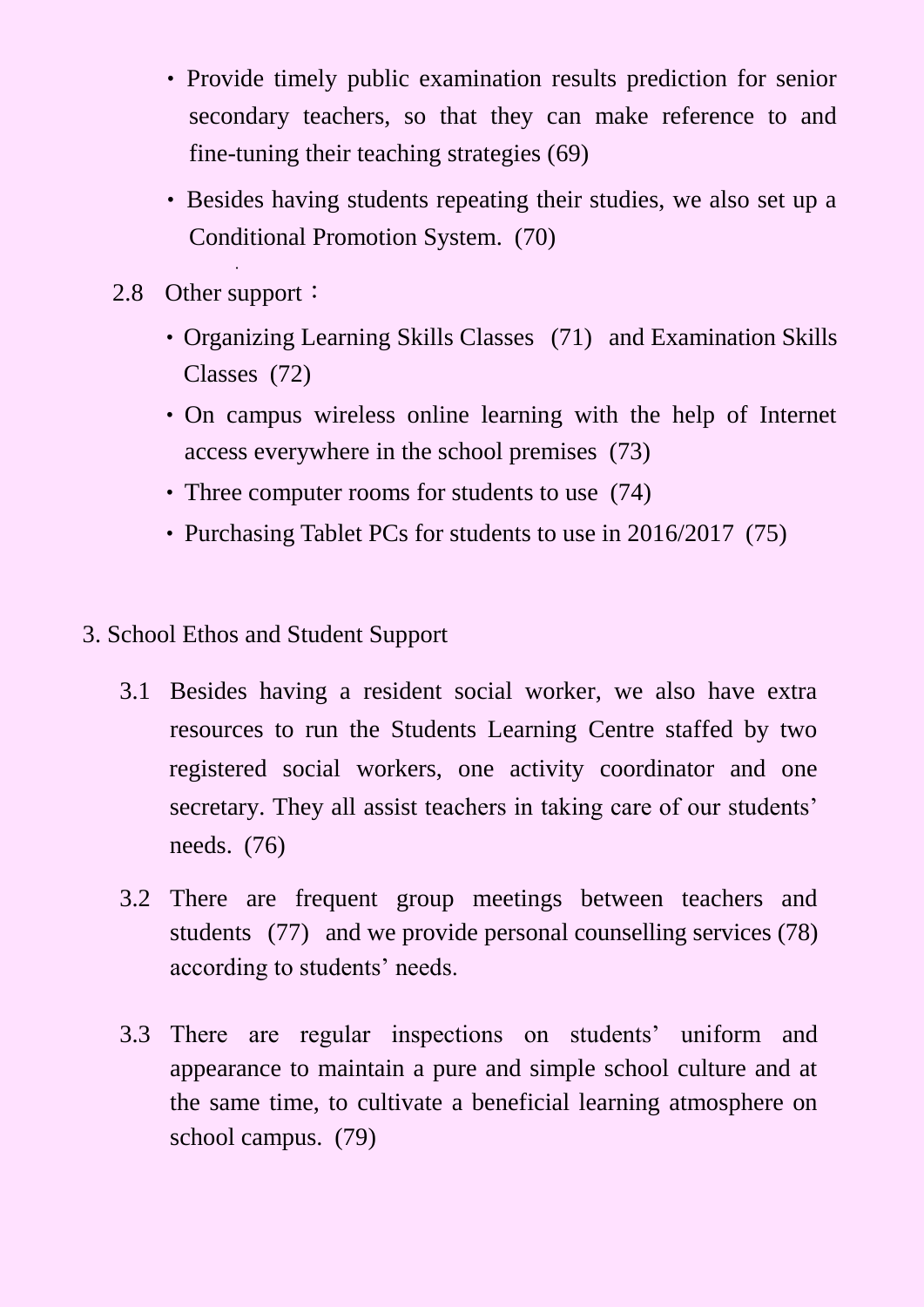- Provide timely public examination results prediction for senior secondary teachers, so that they can make reference to and fine-tuning their teaching strategies (69)
- Besides having students repeating their studies, we also set up a Conditional Promotion System. (70)

2.8 Other support：

- Organizing Learning Skills Classes (71) and Examination Skills Classes (72)
- On campus wireless online learning with the help of Internet access everywhere in the school premises (73)
- Three computer rooms for students to use (74)
- Purchasing Tablet PCs for students to use in 2016/2017 (75)

3. School Ethos and Student Support

3.1 Besides having a resident social worker, we also have extra resources to run the Students Learning Centre staffed by two registered social workers, one activity coordinator and one secretary. They all assist teachers in taking care of our students' needs. (76)

3.2 There are frequent group meetings between teachers and students (77) and we provide personal counselling services (78) according to students' needs.

3.3 There are regular inspections on students' uniform and appearance to maintain a pure and simple school culture and at the same time, to cultivate a beneficial learning atmosphere on school campus. (79)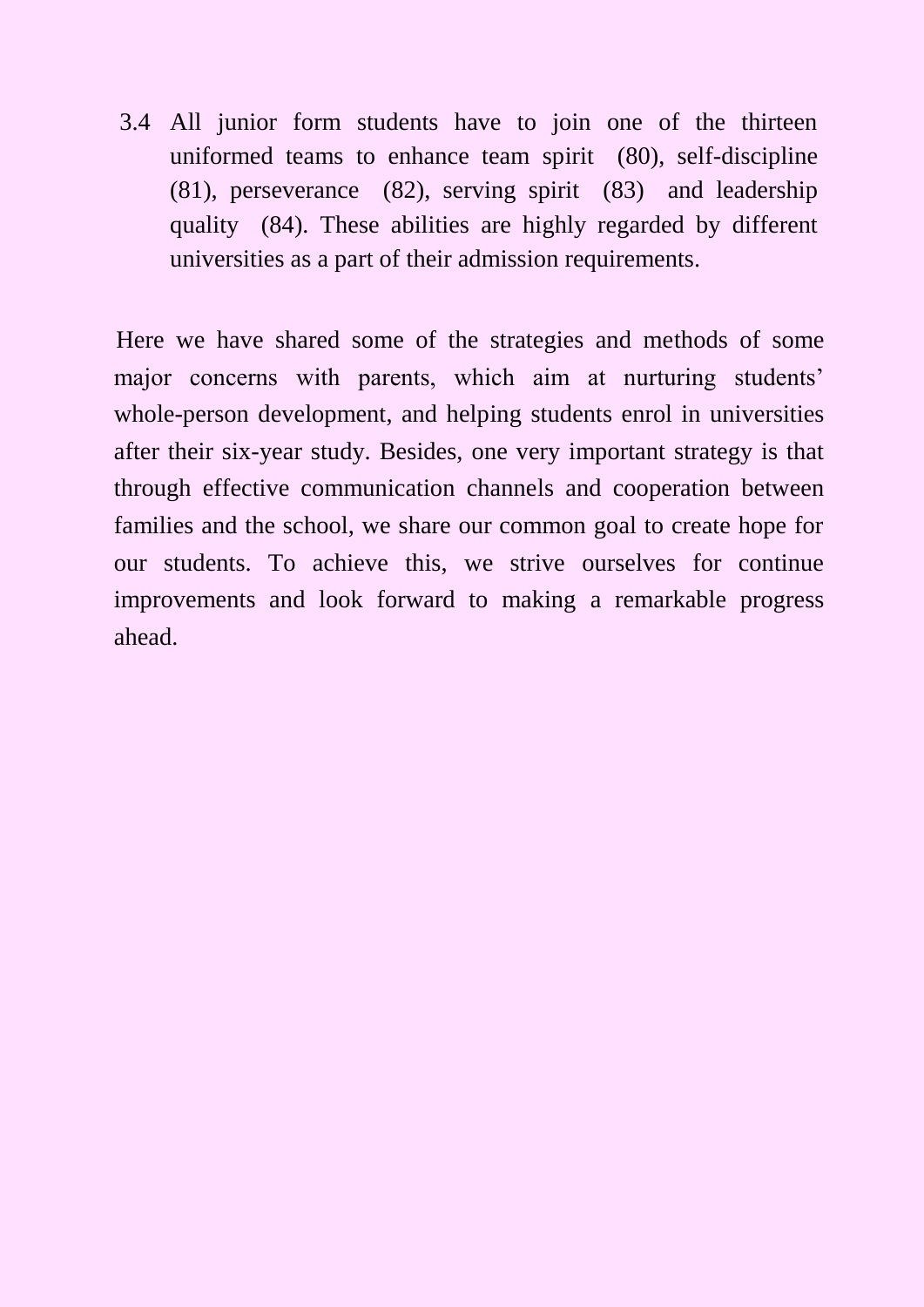3.4 All junior form students have to join one of the thirteen uniformed teams to enhance team spirit (80), self-discipline (81), perseverance (82), serving spirit (83) and leadership quality (84). These abilities are highly regarded by different universities as a part of their admission requirements.

Here we have shared some of the strategies and methods of some major concerns with parents, which aim at nurturing students' whole-person development, and helping students enrol in universities after their six-year study. Besides, one very important strategy is that through effective communication channels and cooperation between families and the school, we share our common goal to create hope for our students. To achieve this, we strive ourselves for continue improvements and look forward to making a remarkable progress ahead.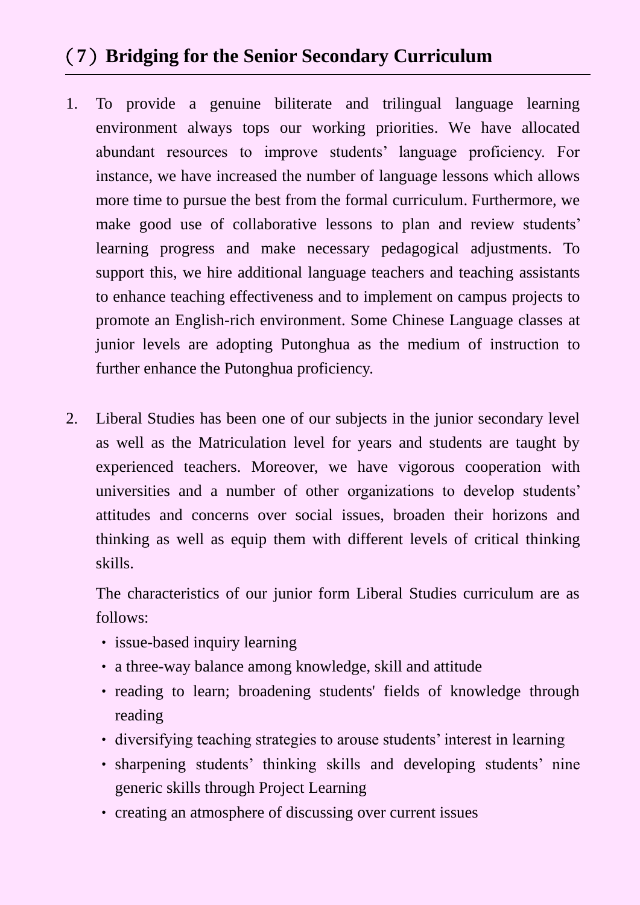## （7）Bridging for the Senior Secondary Curriculum

1. To provide a genuine biliterate and trilingual language learning environment always tops our working priorities. We have allocated abundant resources to improve students' language proficiency. For instance, we have increased the number of language lessons which allows more time to pursue the best from the formal curriculum. Furthermore, we make good use of collaborative lessons to plan and review students' learning progress and make necessary pedagogical adjustments. To support this, we hire additional language teachers and teaching assistants to enhance teaching effectiveness and to implement on campus projects to promote an English-rich environment. Some Chinese Language classes at junior levels are adopting Putonghua as the medium of instruction to further enhance the Putonghua proficiency.

2. Liberal Studies has been one of our subjects in the junior secondary level as well as the Matriculation level for years and students are taught by experienced teachers. Moreover, we have vigorous cooperation with universities and a number of other organizations to develop students' attitudes and concerns over social issues, broaden their horizons and thinking as well as equip them with different levels of critical thinking skills.

   The characteristics of our junior form Liberal Studies curriculum are as follows:

   - issue-based inquiry learning
   - a three-way balance among knowledge, skill and attitude
   - reading to learn; broadening students' fields of knowledge through reading
   - diversifying teaching strategies to arouse students' interest in learning
   - sharpening students' thinking skills and developing students' nine generic skills through Project Learning
   - creating an atmosphere of discussing over current issues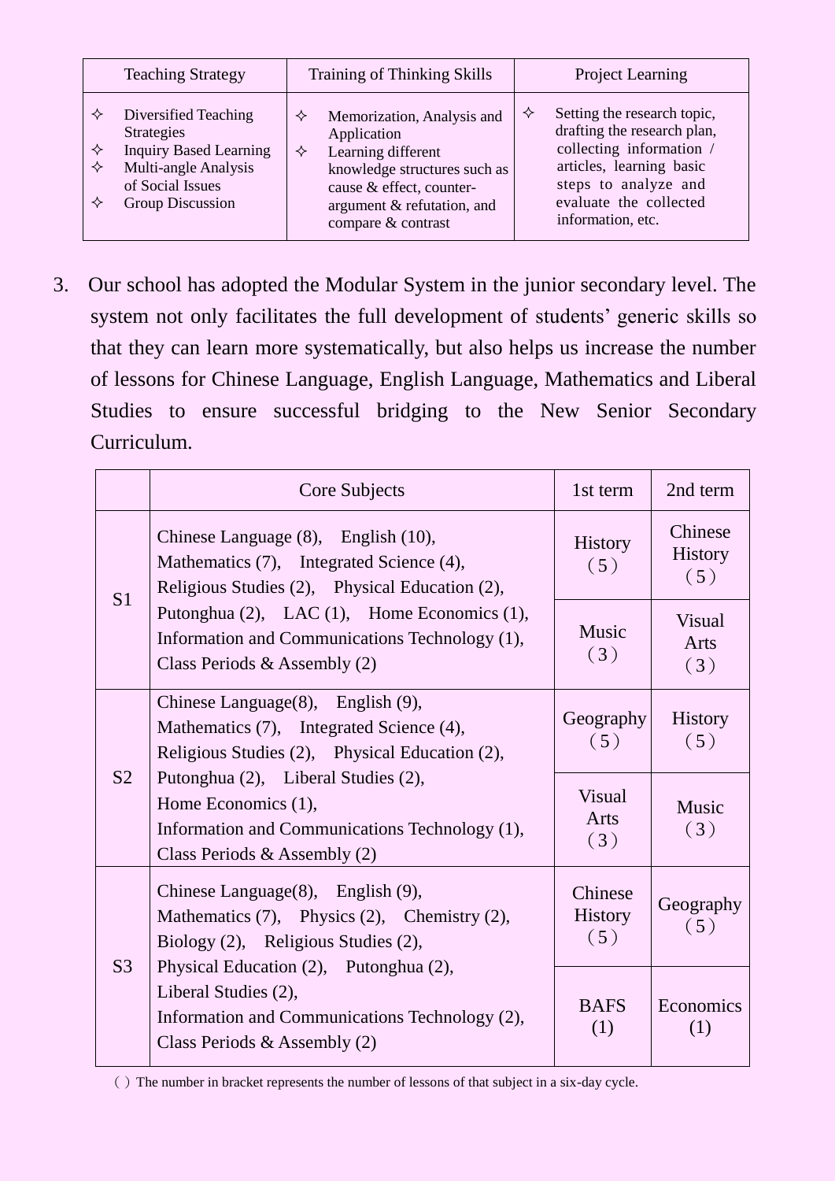| Teaching Strategy | Training of Thinking Skills | Project Learning |
|---|---|---|
| ✧ Diversified Teaching Strategies<br>✧ Inquiry Based Learning<br>✧ Multi-angle Analysis of Social Issues<br>✧ Group Discussion | ✧ Memorization, Analysis and Application<br>✧ Learning different knowledge structures such as cause & effect, counter-argument & refutation, and compare & contrast | ✧ Setting the research topic, drafting the research plan, collecting information / articles, learning basic steps to analyze and evaluate the collected information, etc. |

3. Our school has adopted the Modular System in the junior secondary level. The system not only facilitates the full development of students' generic skills so that they can learn more systematically, but also helps us increase the number of lessons for Chinese Language, English Language, Mathematics and Liberal Studies to ensure successful bridging to the New Senior Secondary Curriculum.

| | Core Subjects | 1st term | 2nd term |
|---|---|---|---|
| S1 | Chinese Language (8), English (10), Mathematics (7), Integrated Science (4), Religious Studies (2), Physical Education (2), Putonghua (2), LAC (1), Home Economics (1), Information and Communications Technology (1), Class Periods & Assembly (2) | History (5) | Chinese History (5) |
| | | Music (3) | Visual Arts (3) |
| S2 | Chinese Language(8), English (9), Mathematics (7), Integrated Science (4), Religious Studies (2), Physical Education (2), Putonghua (2), Liberal Studies (2), Home Economics (1), Information and Communications Technology (1), Class Periods & Assembly (2) | Geography (5) | History (5) |
| | | Visual Arts (3) | Music (3) |
| S3 | Chinese Language(8), English (9), Mathematics (7), Physics (2), Chemistry (2), Biology (2), Religious Studies (2), Physical Education (2), Putonghua (2), Liberal Studies (2), Information and Communications Technology (2), Class Periods & Assembly (2) | Chinese History (5) | Geography (5) |
| | | BAFS (1) | Economics (1) |

( ) The number in bracket represents the number of lessons of that subject in a six-day cycle.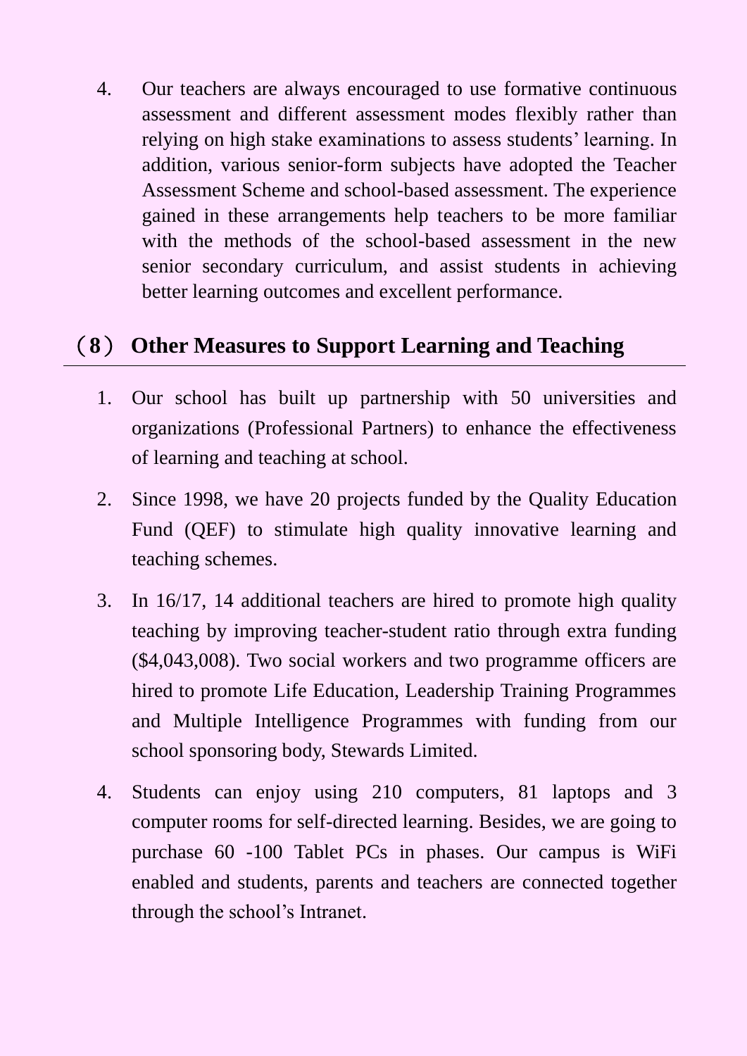4. Our teachers are always encouraged to use formative continuous assessment and different assessment modes flexibly rather than relying on high stake examinations to assess students' learning. In addition, various senior-form subjects have adopted the Teacher Assessment Scheme and school-based assessment. The experience gained in these arrangements help teachers to be more familiar with the methods of the school-based assessment in the new senior secondary curriculum, and assist students in achieving better learning outcomes and excellent performance.

## （8） Other Measures to Support Learning and Teaching

1. Our school has built up partnership with 50 universities and organizations (Professional Partners) to enhance the effectiveness of learning and teaching at school.
2. Since 1998, we have 20 projects funded by the Quality Education Fund (QEF) to stimulate high quality innovative learning and teaching schemes.
3. In 16/17, 14 additional teachers are hired to promote high quality teaching by improving teacher-student ratio through extra funding ($4,043,008). Two social workers and two programme officers are hired to promote Life Education, Leadership Training Programmes and Multiple Intelligence Programmes with funding from our school sponsoring body, Stewards Limited.
4. Students can enjoy using 210 computers, 81 laptops and 3 computer rooms for self-directed learning. Besides, we are going to purchase 60 -100 Tablet PCs in phases. Our campus is WiFi enabled and students, parents and teachers are connected together through the school's Intranet.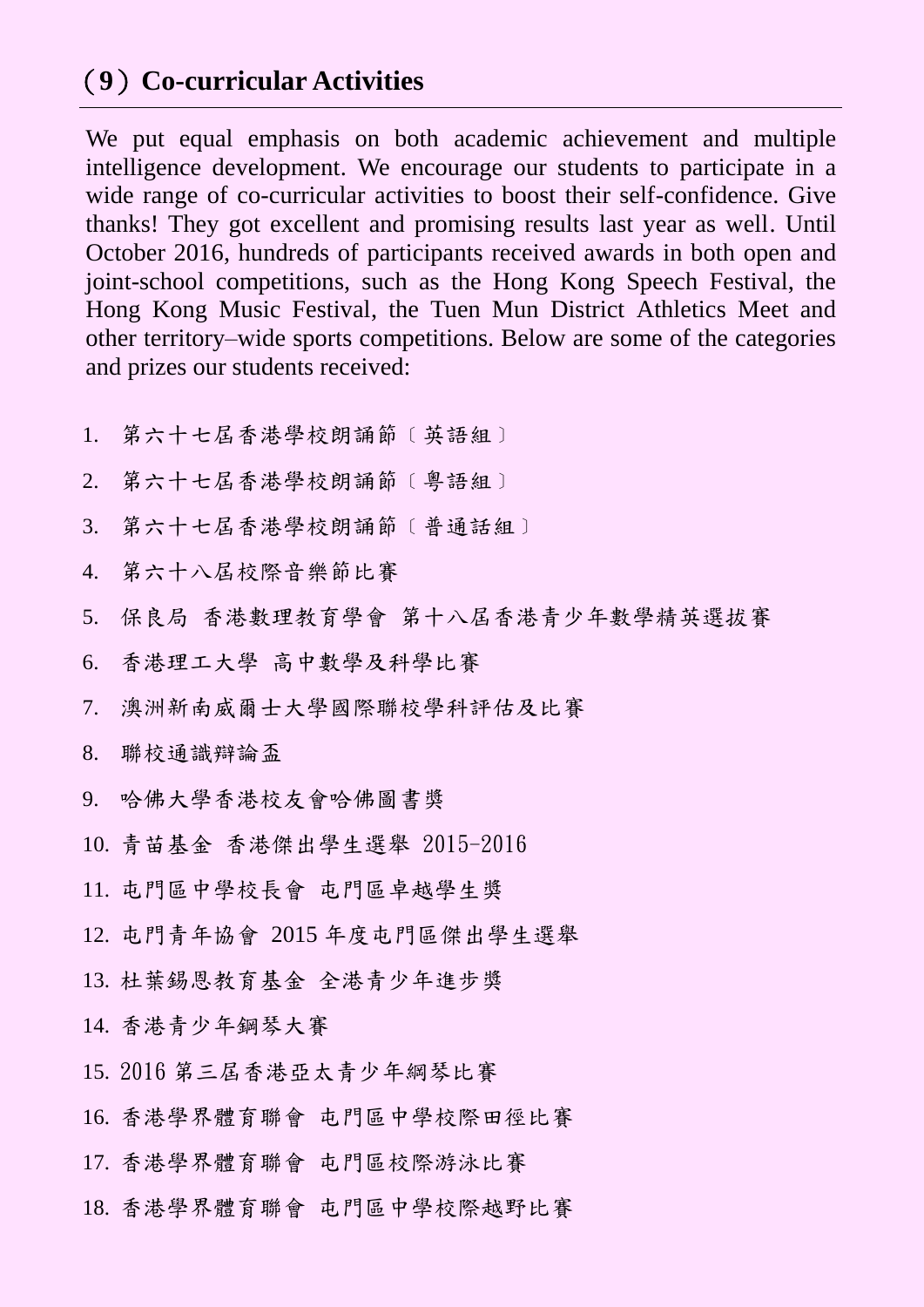## （9）Co-curricular Activities

We put equal emphasis on both academic achievement and multiple intelligence development. We encourage our students to participate in a wide range of co-curricular activities to boost their self-confidence. Give thanks! They got excellent and promising results last year as well. Until October 2016, hundreds of participants received awards in both open and joint-school competitions, such as the Hong Kong Speech Festival, the Hong Kong Music Festival, the Tuen Mun District Athletics Meet and other territory–wide sports competitions. Below are some of the categories and prizes our students received:

1. 第六十七屆香港學校朗誦節〔英語組〕
2. 第六十七屆香港學校朗誦節〔粵語組〕
3. 第六十七屆香港學校朗誦節〔普通話組〕
4. 第六十八屆校際音樂節比賽
5. 保良局 香港數理教育學會 第十八屆香港青少年數學精英選拔賽
6. 香港理工大學 高中數學及科學比賽
7. 澳洲新南威爾士大學國際聯校學科評估及比賽
8. 聯校通識辯論盃
9. 哈佛大學香港校友會哈佛圖書獎
10. 青苗基金 香港傑出學生選舉 2015-2016
11. 屯門區中學校長會 屯門區卓越學生獎
12. 屯門青年協會 2015 年度屯門區傑出學生選舉
13. 杜葉錫恩教育基金 全港青少年進步獎
14. 香港青少年鋼琴大賽
15. 2016 第三屆香港亞太青少年網琴比賽
16. 香港學界體育聯會 屯門區中學校際田徑比賽
17. 香港學界體育聯會 屯門區校際游泳比賽
18. 香港學界體育聯會 屯門區中學校際越野比賽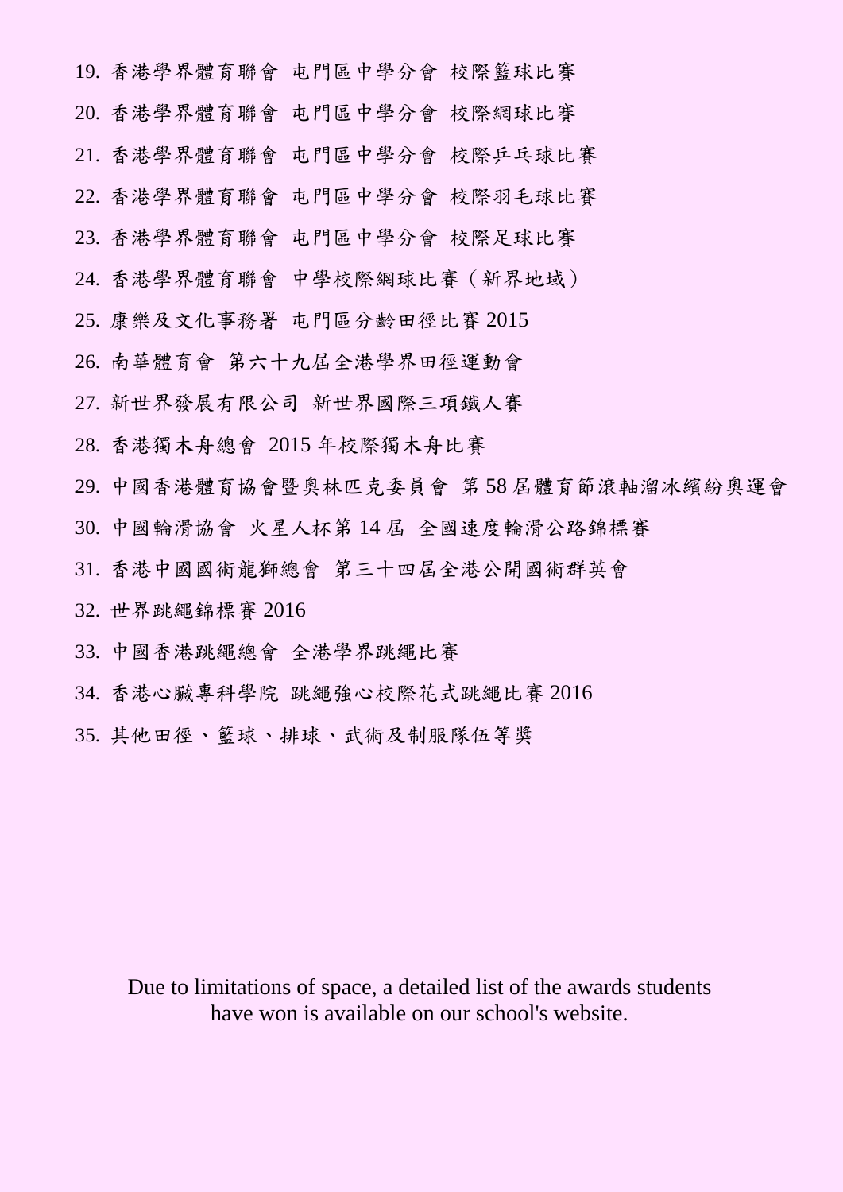19. 香港學界體育聯會 屯門區中學分會 校際籃球比賽
20. 香港學界體育聯會 屯門區中學分會 校際網球比賽
21. 香港學界體育聯會 屯門區中學分會 校際乒乓球比賽
22. 香港學界體育聯會 屯門區中學分會 校際羽毛球比賽
23. 香港學界體育聯會 屯門區中學分會 校際足球比賽
24. 香港學界體育聯會 中學校際網球比賽（新界地域）
25. 康樂及文化事務署 屯門區分齡田徑比賽 2015
26. 南華體育會 第六十九屆全港學界田徑運動會
27. 新世界發展有限公司 新世界國際三項鐵人賽
28. 香港獨木舟總會 2015 年校際獨木舟比賽
29. 中國香港體育協會暨奧林匹克委員會 第 58 屆體育節滾軸溜冰繽紛奧運會
30. 中國輪滑協會 火星人杯第 14 屆 全國速度輪滑公路錦標賽
31. 香港中國國術龍獅總會 第三十四屆全港公開國術群英會
32. 世界跳繩錦標賽 2016
33. 中國香港跳繩總會 全港學界跳繩比賽
34. 香港心臟專科學院 跳繩強心校際花式跳繩比賽 2016
35. 其他田徑、籃球、排球、武術及制服隊伍等獎

Due to limitations of space, a detailed list of the awards students have won is available on our school's website.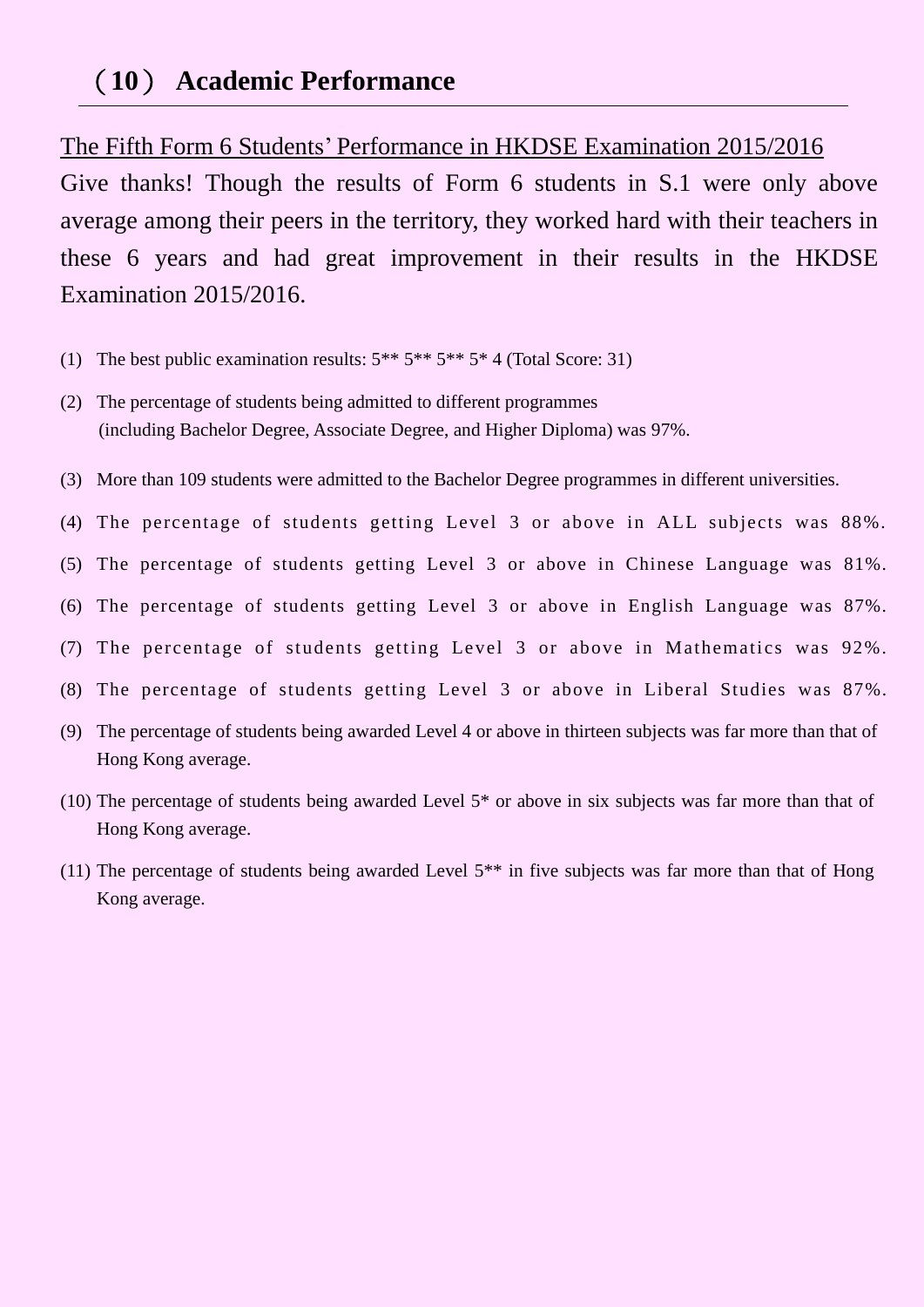## （10） Academic Performance

The Fifth Form 6 Students' Performance in HKDSE Examination 2015/2016

Give thanks! Though the results of Form 6 students in S.1 were only above average among their peers in the territory, they worked hard with their teachers in these 6 years and had great improvement in their results in the HKDSE Examination 2015/2016.

(1) The best public examination results: 5** 5** 5** 5* 4 (Total Score: 31)

(2) The percentage of students being admitted to different programmes (including Bachelor Degree, Associate Degree, and Higher Diploma) was 97%.

(3) More than 109 students were admitted to the Bachelor Degree programmes in different universities.

(4) The percentage of students getting Level 3 or above in ALL subjects was 88%.

(5) The percentage of students getting Level 3 or above in Chinese Language was 81%.

(6) The percentage of students getting Level 3 or above in English Language was 87%.

(7) The percentage of students getting Level 3 or above in Mathematics was 92%.

(8) The percentage of students getting Level 3 or above in Liberal Studies was 87%.

(9) The percentage of students being awarded Level 4 or above in thirteen subjects was far more than that of Hong Kong average.

(10) The percentage of students being awarded Level 5* or above in six subjects was far more than that of Hong Kong average.

(11) The percentage of students being awarded Level 5** in five subjects was far more than that of Hong Kong average.